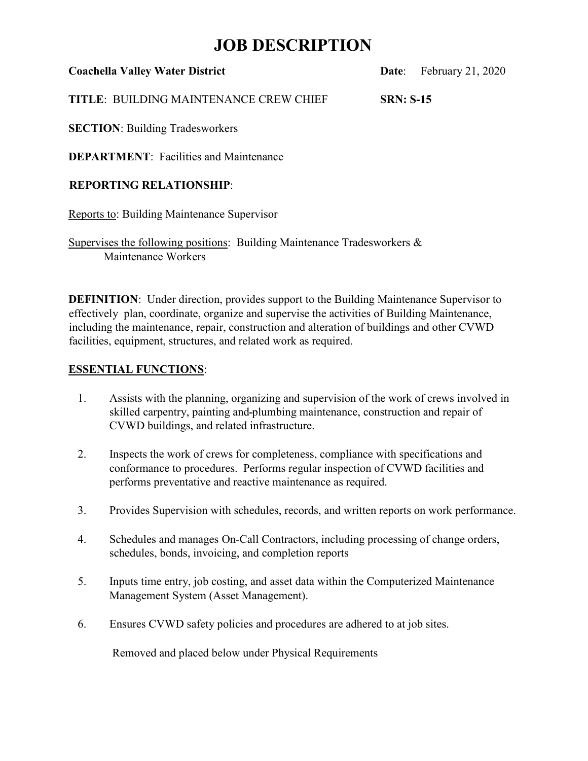# JOB DESCRIPTION

**Coachella Valley Water District** **Date**: February 21, 2020

**TITLE**: BUILDING MAINTENANCE CREW CHIEF **SRN: S-15**

**SECTION**: Building Tradesworkers

**DEPARTMENT**: Facilities and Maintenance

**REPORTING RELATIONSHIP**:

Reports to: Building Maintenance Supervisor

Supervises the following positions: Building Maintenance Tradesworkers & Maintenance Workers

**DEFINITION**: Under direction, provides support to the Building Maintenance Supervisor to effectively plan, coordinate, organize and supervise the activities of Building Maintenance, including the maintenance, repair, construction and alteration of buildings and other CVWD facilities, equipment, structures, and related work as required.

**ESSENTIAL FUNCTIONS**:

1. Assists with the planning, organizing and supervision of the work of crews involved in skilled carpentry, painting and plumbing maintenance, construction and repair of CVWD buildings, and related infrastructure.

2. Inspects the work of crews for completeness, compliance with specifications and conformance to procedures. Performs regular inspection of CVWD facilities and performs preventative and reactive maintenance as required.

3. Provides Supervision with schedules, records, and written reports on work performance.

4. Schedules and manages On-Call Contractors, including processing of change orders, schedules, bonds, invoicing, and completion reports

5. Inputs time entry, job costing, and asset data within the Computerized Maintenance Management System (Asset Management).

6. Ensures CVWD safety policies and procedures are adhered to at job sites.

   Removed and placed below under Physical Requirements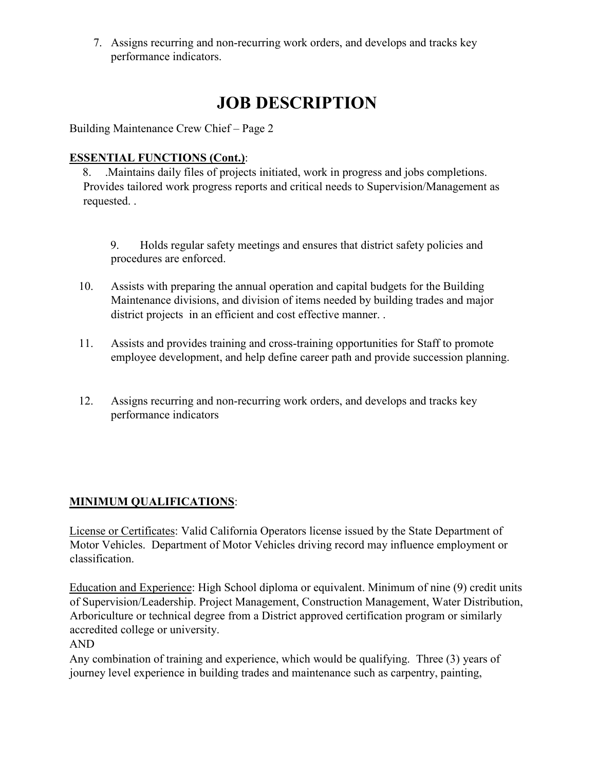7. Assigns recurring and non-recurring work orders, and develops and tracks key performance indicators.

# JOB DESCRIPTION

Building Maintenance Crew Chief – Page 2

**ESSENTIAL FUNCTIONS (Cont.)**:

8. .Maintains daily files of projects initiated, work in progress and jobs completions. Provides tailored work progress reports and critical needs to Supervision/Management as requested. .

9. Holds regular safety meetings and ensures that district safety policies and procedures are enforced.

10. Assists with preparing the annual operation and capital budgets for the Building Maintenance divisions, and division of items needed by building trades and major district projects in an efficient and cost effective manner. .

11. Assists and provides training and cross-training opportunities for Staff to promote employee development, and help define career path and provide succession planning.

12. Assigns recurring and non-recurring work orders, and develops and tracks key performance indicators

**MINIMUM QUALIFICATIONS**:

License or Certificates: Valid California Operators license issued by the State Department of Motor Vehicles. Department of Motor Vehicles driving record may influence employment or classification.

Education and Experience: High School diploma or equivalent. Minimum of nine (9) credit units of Supervision/Leadership. Project Management, Construction Management, Water Distribution, Arboriculture or technical degree from a District approved certification program or similarly accredited college or university.

AND

Any combination of training and experience, which would be qualifying. Three (3) years of journey level experience in building trades and maintenance such as carpentry, painting,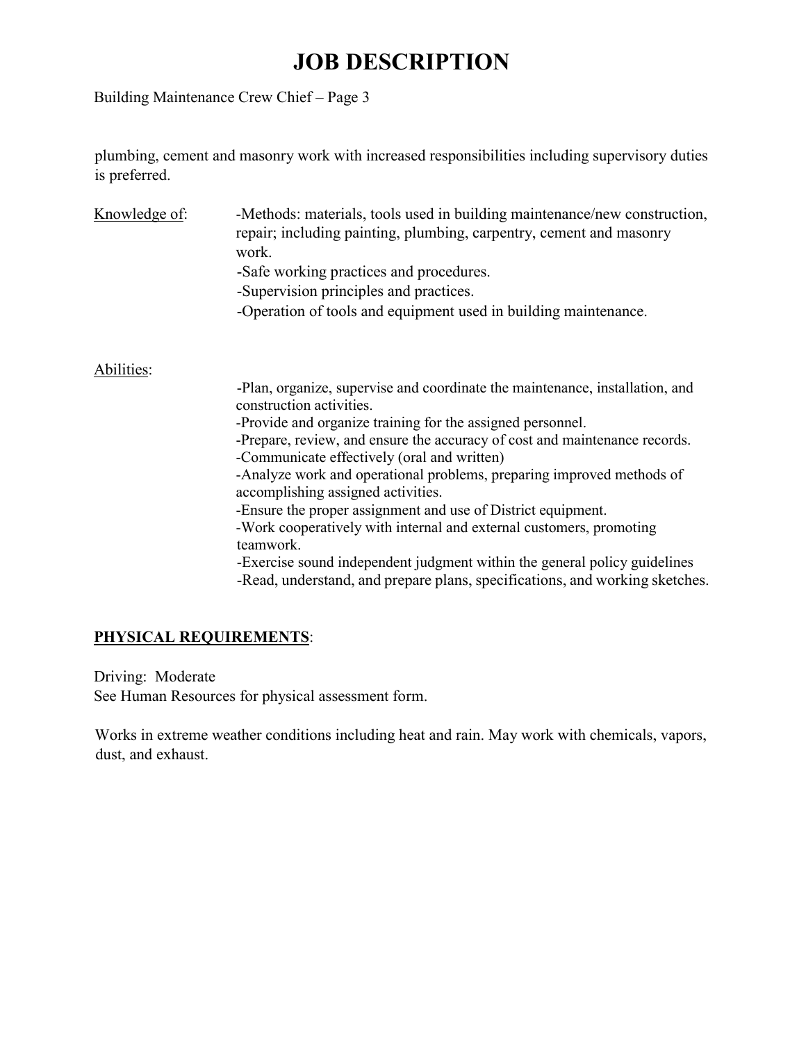plumbing, cement and masonry work with increased responsibilities including supervisory duties is preferred.

Knowledge of:

- Methods: materials, tools used in building maintenance/new construction, repair; including painting, plumbing, carpentry, cement and masonry work.
- Safe working practices and procedures.
- Supervision principles and practices.
- Operation of tools and equipment used in building maintenance.

Abilities:

- Plan, organize, supervise and coordinate the maintenance, installation, and construction activities.
- Provide and organize training for the assigned personnel.
- Prepare, review, and ensure the accuracy of cost and maintenance records.
- Communicate effectively (oral and written)
- Analyze work and operational problems, preparing improved methods of accomplishing assigned activities.
- Ensure the proper assignment and use of District equipment.
- Work cooperatively with internal and external customers, promoting teamwork.
- Exercise sound independent judgment within the general policy guidelines
- Read, understand, and prepare plans, specifications, and working sketches.

## PHYSICAL REQUIREMENTS:

Driving: Moderate
See Human Resources for physical assessment form.

Works in extreme weather conditions including heat and rain. May work with chemicals, vapors, dust, and exhaust.